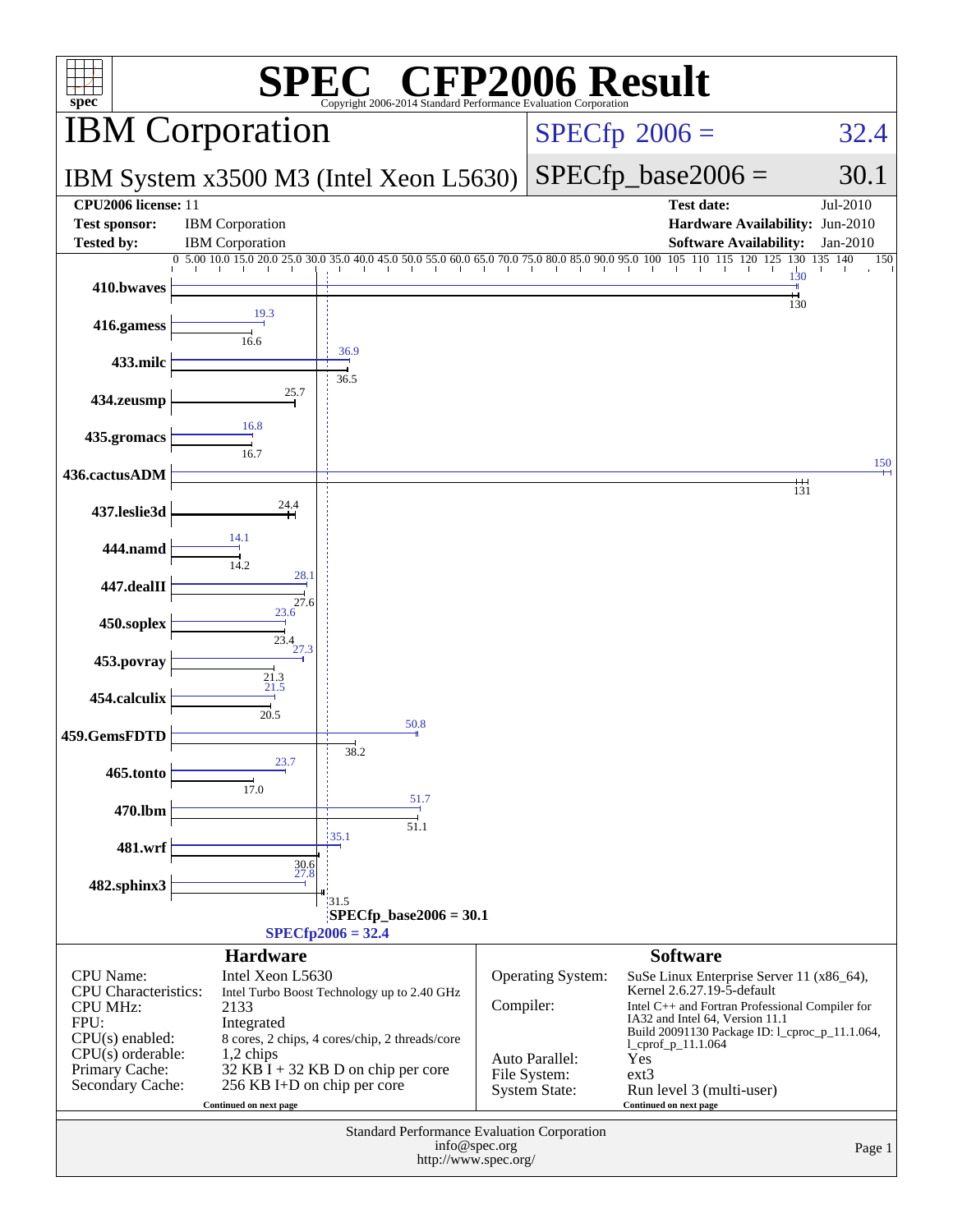# SPEC CFP2006 Result

Copyright 2006-2014 Standard Performance Evaluation Corporation

## IBM Corporation

**IBM System x3500 M3 (Intel Xeon L5630)**

SPECfp 2006 = 32.4

SPECfp_base2006 = 30.1

| | | | |
|---|---|---|---|
| **CPU2006 license:** | 11 | **Test date:** | Jul-2010 |
| **Test sponsor:** | IBM Corporation | **Hardware Availability:** | Jun-2010 |
| **Tested by:** | IBM Corporation | **Software Availability:** | Jan-2010 |

| Benchmark | Peak | Base |
|---|---|---|
| 410.bwaves | 130 | 130 |
| 416.gamess | 19.3 | 16.6 |
| 433.milc | 36.9 | 36.5 |
| 434.zeusmp | | 25.7 |
| 435.gromacs | 16.8 | 16.7 |
| 436.cactusADM | 150 | 131 |
| 437.leslie3d | | 24.4 |
| 444.namd | 14.1 | 14.2 |
| 447.dealII | 28.1 | 27.6 |
| 450.soplex | 23.6 | 23.4 |
| 453.povray | 27.3 | 21.3 |
| 454.calculix | 21.5 | 20.5 |
| 459.GemsFDTD | 50.8 | 38.2 |
| 465.tonto | 23.7 | 17.0 |
| 470.lbm | 51.7 | 51.1 |
| 481.wrf | 35.1 | 30.6 |
| 482.sphinx3 | 27.8 | 31.5 |

SPECfp_base2006 = 30.1

SPECfp2006 = 32.4

### Hardware

| | |
|---|---|
| CPU Name: | Intel Xeon L5630 |
| CPU Characteristics: | Intel Turbo Boost Technology up to 2.40 GHz |
| CPU MHz: | 2133 |
| FPU: | Integrated |
| CPU(s) enabled: | 8 cores, 2 chips, 4 cores/chip, 2 threads/core |
| CPU(s) orderable: | 1,2 chips |
| Primary Cache: | 32 KB I + 32 KB D on chip per core |
| Secondary Cache: | 256 KB I+D on chip per core |

Continued on next page

### Software

| | |
|---|---|
| Operating System: | SuSe Linux Enterprise Server 11 (x86_64), Kernel 2.6.27.19-5-default |
| Compiler: | Intel C++ and Fortran Professional Compiler for IA32 and Intel 64, Version 11.1 Build 20091130 Package ID: l_cproc_p_11.1.064, l_cprof_p_11.1.064 |
| Auto Parallel: | Yes |
| File System: | ext3 |
| System State: | Run level 3 (multi-user) |

Continued on next page

Standard Performance Evaluation Corporation
info@spec.org
http://www.spec.org/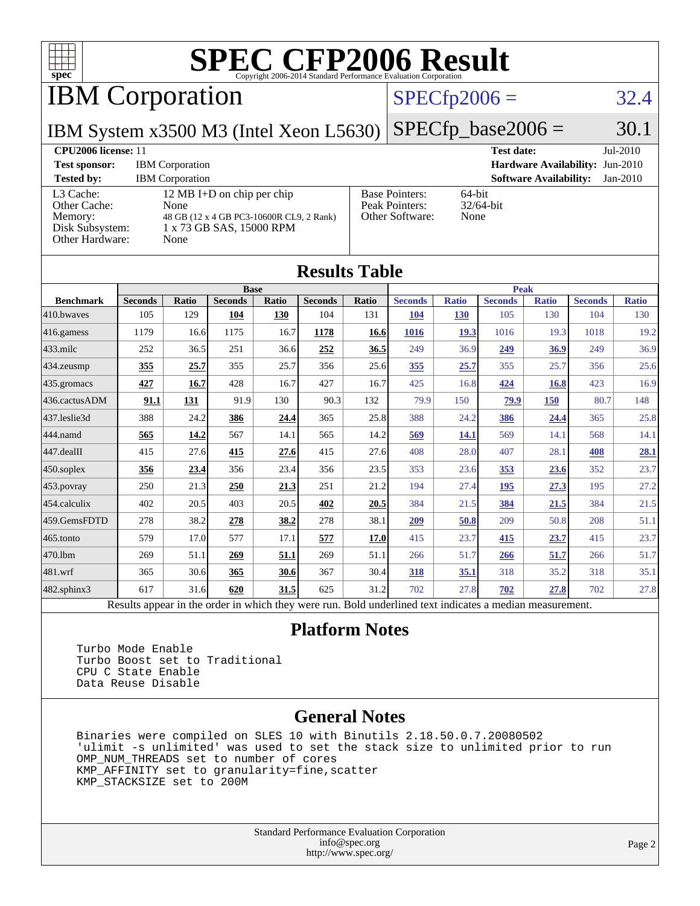# SPEC CFP2006 Result

Copyright 2006-2014 Standard Performance Evaluation Corporation

## IBM Corporation

IBM System x3500 M3 (Intel Xeon L5630)

SPECfp2006 = 32.4

SPECfp_base2006 = 30.1

**CPU2006 license:** 11

**Test sponsor:** IBM Corporation

**Tested by:** IBM Corporation

**Test date:** Jul-2010

**Hardware Availability:** Jun-2010

**Software Availability:** Jan-2010

| | |
|---|---|
| L3 Cache: | 12 MB I+D on chip per chip |
| Other Cache: | None |
| Memory: | 48 GB (12 x 4 GB PC3-10600R CL9, 2 Rank) |
| Disk Subsystem: | 1 x 73 GB SAS, 15000 RPM |
| Other Hardware: | None |

| | |
|---|---|
| Base Pointers: | 64-bit |
| Peak Pointers: | 32/64-bit |
| Other Software: | None |

## Results Table

| | Base | | | | | | Peak | | | | | |
|---|---|---|---|---|---|---|---|---|---|---|---|---|
| **Benchmark** | **Seconds** | **Ratio** | **Seconds** | **Ratio** | **Seconds** | **Ratio** | **Seconds** | **Ratio** | **Seconds** | **Ratio** | **Seconds** | **Ratio** |
| 410.bwaves | 105 | 129 | **104** | **130** | 104 | 131 | **104** | **130** | 105 | 130 | 104 | 130 |
| 416.gamess | 1179 | 16.6 | 1175 | 16.7 | **1178** | **16.6** | **1016** | **19.3** | 1016 | 19.3 | 1018 | 19.2 |
| 433.milc | 252 | 36.5 | 251 | 36.6 | **252** | **36.5** | 249 | 36.9 | **249** | **36.9** | 249 | 36.9 |
| 434.zeusmp | **355** | **25.7** | 355 | 25.7 | 356 | 25.6 | **355** | **25.7** | 355 | 25.7 | 356 | 25.6 |
| 435.gromacs | **427** | **16.7** | 428 | 16.7 | 427 | 16.7 | 425 | 16.8 | **424** | **16.8** | 423 | 16.9 |
| 436.cactusADM | **91.1** | **131** | 91.9 | 130 | 90.3 | 132 | 79.9 | 150 | **79.9** | **150** | 80.7 | 148 |
| 437.leslie3d | 388 | 24.2 | **386** | **24.4** | 365 | 25.8 | 388 | 24.2 | **386** | **24.4** | 365 | 25.8 |
| 444.namd | **565** | **14.2** | 567 | 14.1 | 565 | 14.2 | **569** | **14.1** | 569 | 14.1 | 568 | 14.1 |
| 447.dealII | 415 | 27.6 | **415** | **27.6** | 415 | 27.6 | 408 | 28.0 | 407 | 28.1 | **408** | **28.1** |
| 450.soplex | **356** | **23.4** | 356 | 23.4 | 356 | 23.5 | 353 | 23.6 | **353** | **23.6** | 352 | 23.7 |
| 453.povray | 250 | 21.3 | **250** | **21.3** | 251 | 21.2 | 194 | 27.4 | **195** | **27.3** | 195 | 27.2 |
| 454.calculix | 402 | 20.5 | 403 | 20.5 | **402** | **20.5** | 384 | 21.5 | **384** | **21.5** | 384 | 21.5 |
| 459.GemsFDTD | 278 | 38.2 | **278** | **38.2** | 278 | 38.1 | **209** | **50.8** | 209 | 50.8 | 208 | 51.1 |
| 465.tonto | 579 | 17.0 | 577 | 17.1 | **577** | **17.0** | 415 | 23.7 | **415** | **23.7** | 415 | 23.7 |
| 470.lbm | 269 | 51.1 | **269** | **51.1** | 269 | 51.1 | 266 | 51.7 | **266** | **51.7** | 266 | 51.7 |
| 481.wrf | 365 | 30.6 | **365** | **30.6** | 367 | 30.4 | **318** | **35.1** | 318 | 35.2 | 318 | 35.1 |
| 482.sphinx3 | 617 | 31.6 | **620** | **31.5** | 625 | 31.2 | 702 | 27.8 | **702** | **27.8** | 702 | 27.8 |

Results appear in the order in which they were run. Bold underlined text indicates a median measurement.

## Platform Notes

```
Turbo Mode Enable
Turbo Boost set to Traditional
CPU C State Enable
Data Reuse Disable
```

## General Notes

```
Binaries were compiled on SLES 10 with Binutils 2.18.50.0.7.20080502
'ulimit -s unlimited' was used to set the stack size to unlimited prior to run
OMP_NUM_THREADS set to number of cores
KMP_AFFINITY set to granularity=fine,scatter
KMP_STACKSIZE set to 200M
```

Standard Performance Evaluation Corporation
info@spec.org
http://www.spec.org/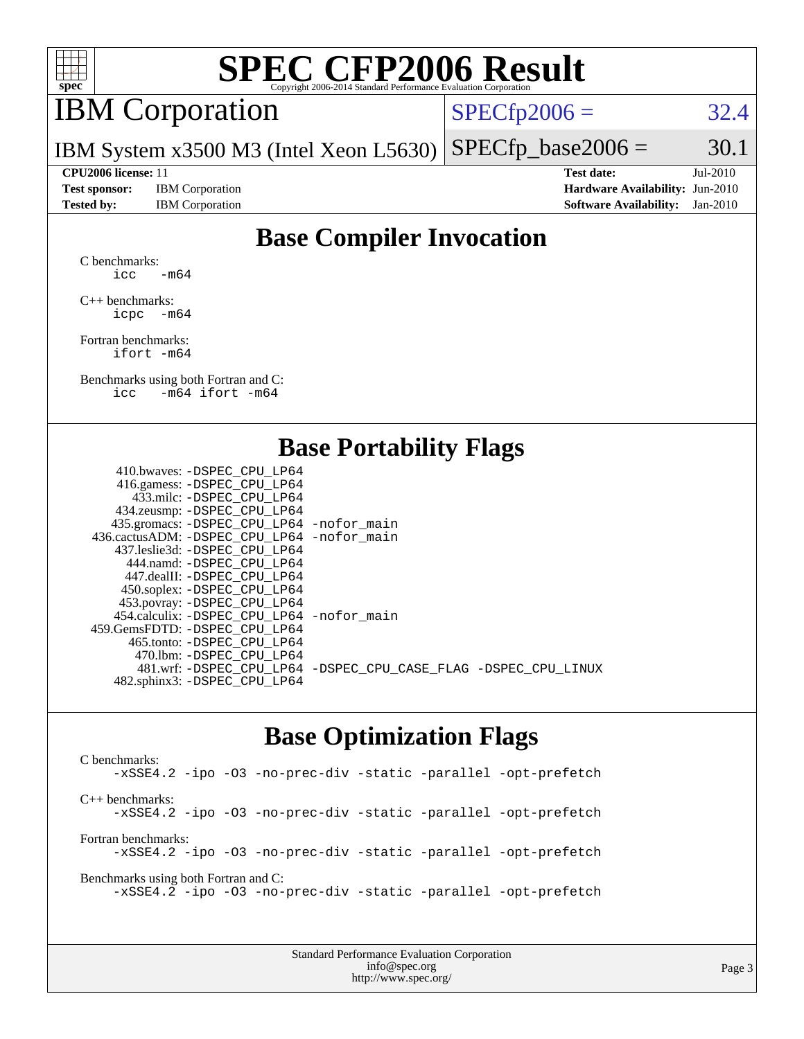# SPEC CFP2006 Result

Copyright 2006-2014 Standard Performance Evaluation Corporation

## IBM Corporation

IBM System x3500 M3 (Intel Xeon L5630)

SPECfp2006 = 32.4

SPECfp_base2006 = 30.1

| | | | |
|---|---|---|---|
| **CPU2006 license:** 11 | | **Test date:** | Jul-2010 |
| **Test sponsor:** | IBM Corporation | **Hardware Availability:** | Jun-2010 |
| **Tested by:** | IBM Corporation | **Software Availability:** | Jan-2010 |

## Base Compiler Invocation

C benchmarks:
```
icc   -m64
```

C++ benchmarks:
```
icpc  -m64
```

Fortran benchmarks:
```
ifort -m64
```

Benchmarks using both Fortran and C:
```
icc   -m64 ifort -m64
```

## Base Portability Flags

| Benchmark | Flags |
|---|---|
| 410.bwaves: | -DSPEC_CPU_LP64 |
| 416.gamess: | -DSPEC_CPU_LP64 |
| 433.milc: | -DSPEC_CPU_LP64 |
| 434.zeusmp: | -DSPEC_CPU_LP64 |
| 435.gromacs: | -DSPEC_CPU_LP64 -nofor_main |
| 436.cactusADM: | -DSPEC_CPU_LP64 -nofor_main |
| 437.leslie3d: | -DSPEC_CPU_LP64 |
| 444.namd: | -DSPEC_CPU_LP64 |
| 447.dealII: | -DSPEC_CPU_LP64 |
| 450.soplex: | -DSPEC_CPU_LP64 |
| 453.povray: | -DSPEC_CPU_LP64 |
| 454.calculix: | -DSPEC_CPU_LP64 -nofor_main |
| 459.GemsFDTD: | -DSPEC_CPU_LP64 |
| 465.tonto: | -DSPEC_CPU_LP64 |
| 470.lbm: | -DSPEC_CPU_LP64 |
| 481.wrf: | -DSPEC_CPU_LP64 -DSPEC_CPU_CASE_FLAG -DSPEC_CPU_LINUX |
| 482.sphinx3: | -DSPEC_CPU_LP64 |

## Base Optimization Flags

C benchmarks:
```
-xSSE4.2 -ipo -O3 -no-prec-div -static -parallel -opt-prefetch
```

C++ benchmarks:
```
-xSSE4.2 -ipo -O3 -no-prec-div -static -parallel -opt-prefetch
```

Fortran benchmarks:
```
-xSSE4.2 -ipo -O3 -no-prec-div -static -parallel -opt-prefetch
```

Benchmarks using both Fortran and C:
```
-xSSE4.2 -ipo -O3 -no-prec-div -static -parallel -opt-prefetch
```

Standard Performance Evaluation Corporation
info@spec.org
http://www.spec.org/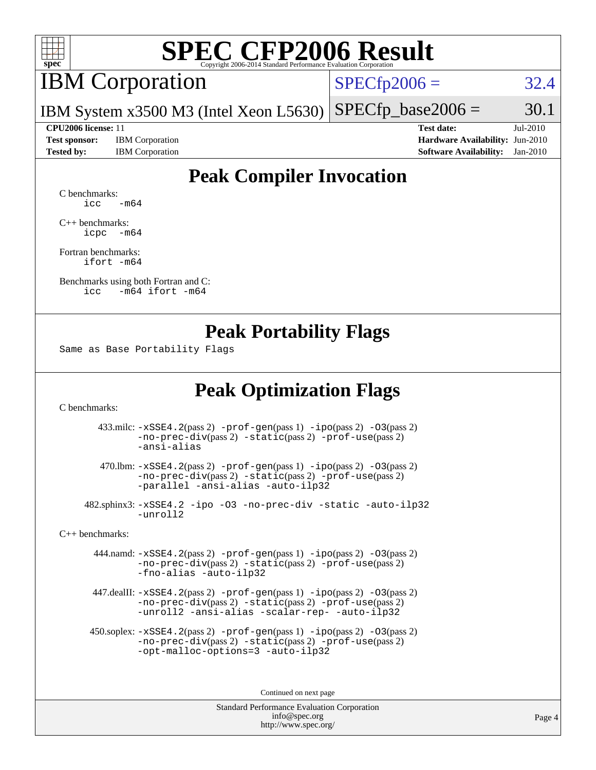# SPEC CFP2006 Result

Copyright 2006-2014 Standard Performance Evaluation Corporation

## IBM Corporation

IBM System x3500 M3 (Intel Xeon L5630)

SPECfp2006 = 32.4

SPECfp_base2006 = 30.1

| | | | |
|---|---|---|---|
| **CPU2006 license:** 11 | | **Test date:** | Jul-2010 |
| **Test sponsor:** | IBM Corporation | **Hardware Availability:** | Jun-2010 |
| **Tested by:** | IBM Corporation | **Software Availability:** | Jan-2010 |

## Peak Compiler Invocation

C benchmarks:
```
icc   -m64
```

C++ benchmarks:
```
icpc  -m64
```

Fortran benchmarks:
```
ifort -m64
```

Benchmarks using both Fortran and C:
```
icc   -m64 ifort -m64
```

## Peak Portability Flags

Same as Base Portability Flags

## Peak Optimization Flags

C benchmarks:

433.milc: -xSSE4.2(pass 2) -prof-gen(pass 1) -ipo(pass 2) -O3(pass 2) -no-prec-div(pass 2) -static(pass 2) -prof-use(pass 2) -ansi-alias

470.lbm: -xSSE4.2(pass 2) -prof-gen(pass 1) -ipo(pass 2) -O3(pass 2) -no-prec-div(pass 2) -static(pass 2) -prof-use(pass 2) -parallel -ansi-alias -auto-ilp32

482.sphinx3: -xSSE4.2 -ipo -O3 -no-prec-div -static -auto-ilp32 -unroll2

C++ benchmarks:

444.namd: -xSSE4.2(pass 2) -prof-gen(pass 1) -ipo(pass 2) -O3(pass 2) -no-prec-div(pass 2) -static(pass 2) -prof-use(pass 2) -fno-alias -auto-ilp32

447.dealII: -xSSE4.2(pass 2) -prof-gen(pass 1) -ipo(pass 2) -O3(pass 2) -no-prec-div(pass 2) -static(pass 2) -prof-use(pass 2) -unroll2 -ansi-alias -scalar-rep- -auto-ilp32

450.soplex: -xSSE4.2(pass 2) -prof-gen(pass 1) -ipo(pass 2) -O3(pass 2) -no-prec-div(pass 2) -static(pass 2) -prof-use(pass 2) -opt-malloc-options=3 -auto-ilp32

Continued on next page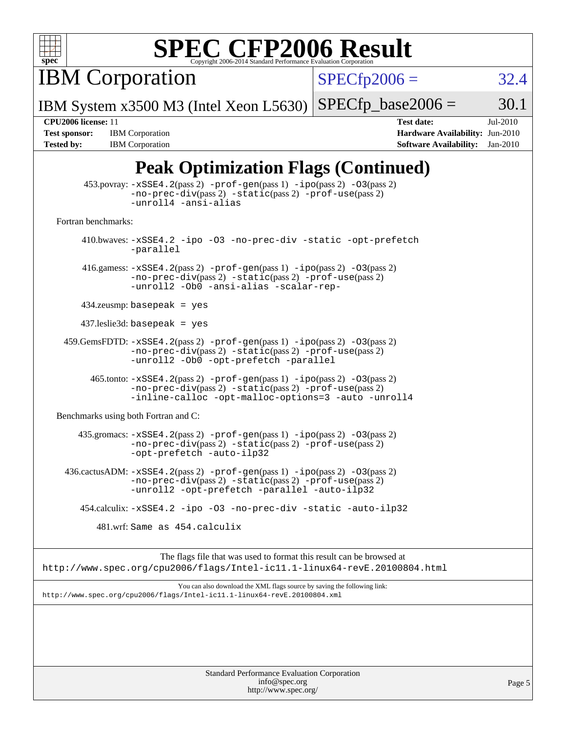# SPEC CFP2006 Result

Copyright 2006-2014 Standard Performance Evaluation Corporation

**IBM Corporation**

IBM System x3500 M3 (Intel Xeon L5630)

SPECfp2006 = 32.4

SPECfp_base2006 = 30.1

| | | | |
|---|---|---|---|
| **CPU2006 license:** 11 | | **Test date:** | Jul-2010 |
| **Test sponsor:** | IBM Corporation | **Hardware Availability:** | Jun-2010 |
| **Tested by:** | IBM Corporation | **Software Availability:** | Jan-2010 |

## Peak Optimization Flags (Continued)

453.povray: -xSSE4.2(pass 2) -prof-gen(pass 1) -ipo(pass 2) -O3(pass 2) -no-prec-div(pass 2) -static(pass 2) -prof-use(pass 2) -unroll4 -ansi-alias

Fortran benchmarks:

410.bwaves: -xSSE4.2 -ipo -O3 -no-prec-div -static -opt-prefetch -parallel

416.gamess: -xSSE4.2(pass 2) -prof-gen(pass 1) -ipo(pass 2) -O3(pass 2) -no-prec-div(pass 2) -static(pass 2) -prof-use(pass 2) -unroll2 -Ob0 -ansi-alias -scalar-rep-

434.zeusmp: basepeak = yes

437.leslie3d: basepeak = yes

459.GemsFDTD: -xSSE4.2(pass 2) -prof-gen(pass 1) -ipo(pass 2) -O3(pass 2) -no-prec-div(pass 2) -static(pass 2) -prof-use(pass 2) -unroll2 -Ob0 -opt-prefetch -parallel

465.tonto: -xSSE4.2(pass 2) -prof-gen(pass 1) -ipo(pass 2) -O3(pass 2) -no-prec-div(pass 2) -static(pass 2) -prof-use(pass 2) -inline-calloc -opt-malloc-options=3 -auto -unroll4

Benchmarks using both Fortran and C:

435.gromacs: -xSSE4.2(pass 2) -prof-gen(pass 1) -ipo(pass 2) -O3(pass 2) -no-prec-div(pass 2) -static(pass 2) -prof-use(pass 2) -opt-prefetch -auto-ilp32

436.cactusADM: -xSSE4.2(pass 2) -prof-gen(pass 1) -ipo(pass 2) -O3(pass 2) -no-prec-div(pass 2) -static(pass 2) -prof-use(pass 2) -unroll2 -opt-prefetch -parallel -auto-ilp32

454.calculix: -xSSE4.2 -ipo -O3 -no-prec-div -static -auto-ilp32

481.wrf: Same as 454.calculix

The flags file that was used to format this result can be browsed at
http://www.spec.org/cpu2006/flags/Intel-ic11.1-linux64-revE.20100804.html

You can also download the XML flags source by saving the following link:
http://www.spec.org/cpu2006/flags/Intel-ic11.1-linux64-revE.20100804.xml

Standard Performance Evaluation Corporation
info@spec.org
http://www.spec.org/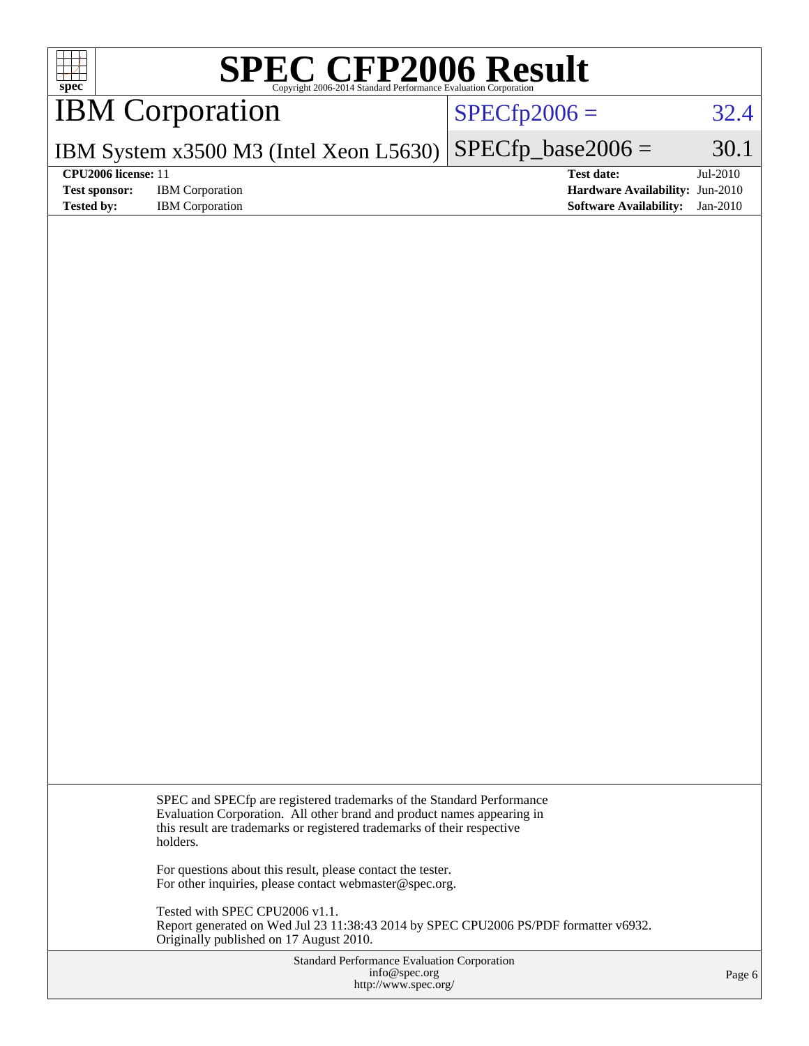SPEC and SPECfp are registered trademarks of the Standard Performance Evaluation Corporation. All other brand and product names appearing in this result are trademarks or registered trademarks of their respective holders.

For questions about this result, please contact the tester.
For other inquiries, please contact webmaster@spec.org.

Tested with SPEC CPU2006 v1.1.
Report generated on Wed Jul 23 11:38:43 2014 by SPEC CPU2006 PS/PDF formatter v6932.
Originally published on 17 August 2010.